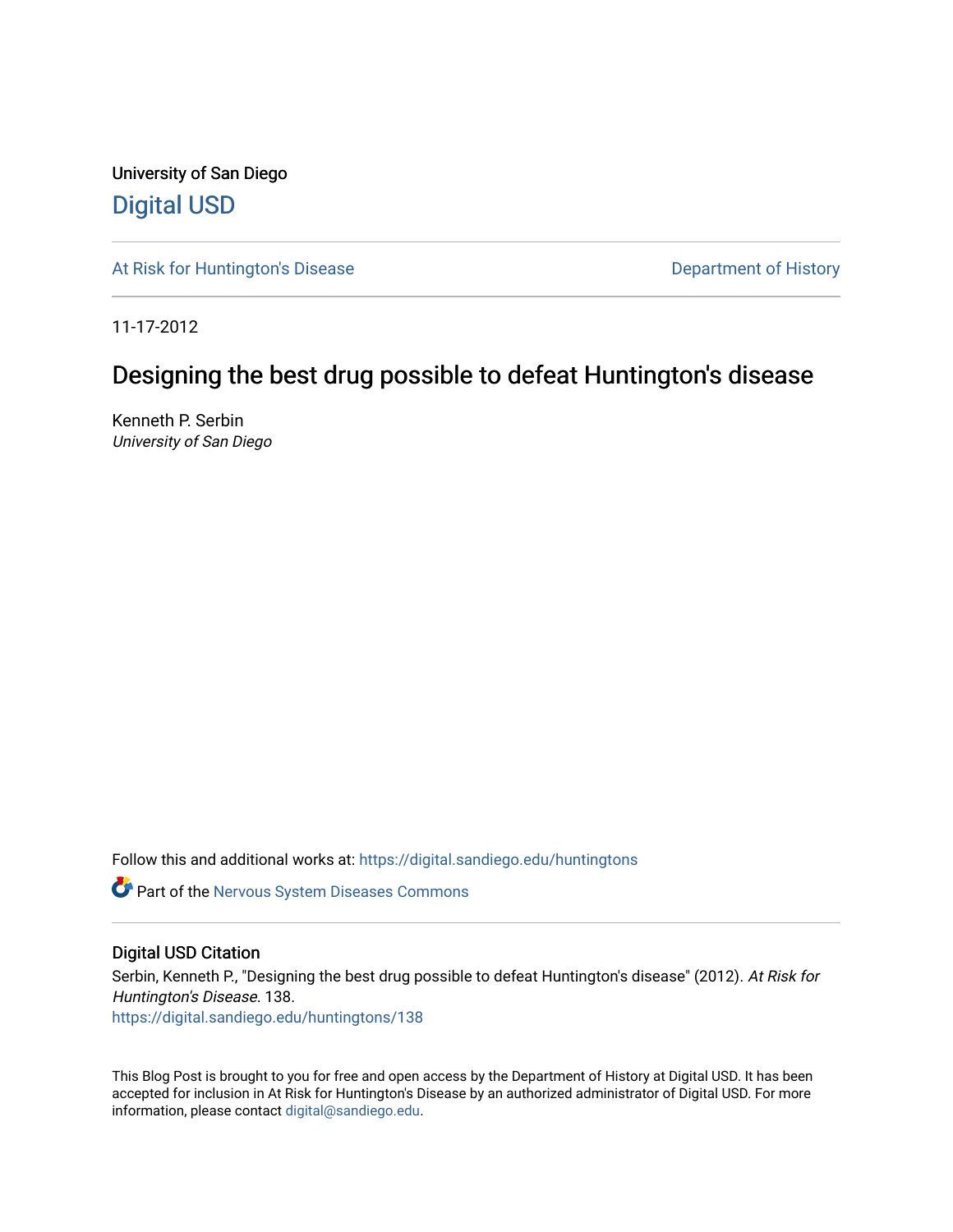University of San Diego

## Digital USD

At Risk for Huntington's Disease

Department of History

11-17-2012

# Designing the best drug possible to defeat Huntington's disease

Kenneth P. Serbin
*University of San Diego*

Follow this and additional works at: https://digital.sandiego.edu/huntingtons

Part of the Nervous System Diseases Commons

## Digital USD Citation

Serbin, Kenneth P., "Designing the best drug possible to defeat Huntington's disease" (2012). *At Risk for Huntington's Disease*. 138.
https://digital.sandiego.edu/huntingtons/138

This Blog Post is brought to you for free and open access by the Department of History at Digital USD. It has been accepted for inclusion in At Risk for Huntington's Disease by an authorized administrator of Digital USD. For more information, please contact digital@sandiego.edu.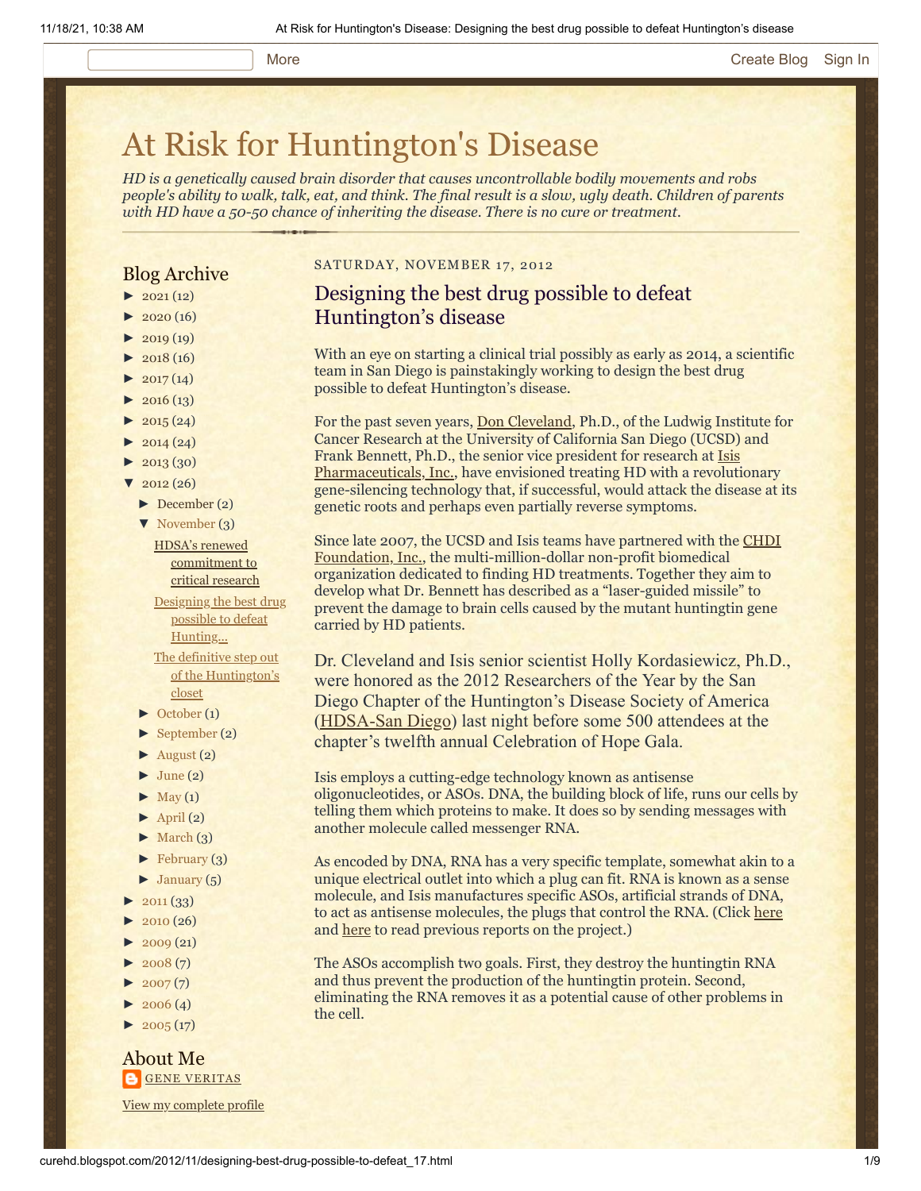More    Create Blog    Sign In

# At Risk for Huntington's Disease

*HD is a genetically caused brain disorder that causes uncontrollable bodily movements and robs people's ability to walk, talk, eat, and think. The final result is a slow, ugly death. Children of parents with HD have a 50-50 chance of inheriting the disease. There is no cure or treatment.*

## Blog Archive

- ► 2021 (12)
- ► 2020 (16)
- ► 2019 (19)
- ► 2018 (16)
- ► 2017 (14)
- ► 2016 (13)
- ► 2015 (24)
- ► 2014 (24)
- ► 2013 (30)
- ▼ 2012 (26)
  - ► December (2)
  - ▼ November (3)
    - HDSA's renewed commitment to critical research
    - Designing the best drug possible to defeat Hunting...
    - The definitive step out of the Huntington's closet
  - ► October (1)
  - ► September (2)
  - ► August (2)
  - ► June (2)
  - ► May (1)
  - ► April (2)
  - ► March (3)
  - ► February (3)
  - ► January (5)
- ► 2011 (33)
- ► 2010 (26)
- ► 2009 (21)
- ► 2008 (7)
- ► 2007 (7)
- ► 2006 (4)
- ► 2005 (17)

## About Me

GENE VERITAS

View my complete profile

SATURDAY, NOVEMBER 17, 2012

## Designing the best drug possible to defeat Huntington's disease

With an eye on starting a clinical trial possibly as early as 2014, a scientific team in San Diego is painstakingly working to design the best drug possible to defeat Huntington's disease.

For the past seven years, Don Cleveland, Ph.D., of the Ludwig Institute for Cancer Research at the University of California San Diego (UCSD) and Frank Bennett, Ph.D., the senior vice president for research at Isis Pharmaceuticals, Inc., have envisioned treating HD with a revolutionary gene-silencing technology that, if successful, would attack the disease at its genetic roots and perhaps even partially reverse symptoms.

Since late 2007, the UCSD and Isis teams have partnered with the CHDI Foundation, Inc., the multi-million-dollar non-profit biomedical organization dedicated to finding HD treatments. Together they aim to develop what Dr. Bennett has described as a "laser-guided missile" to prevent the damage to brain cells caused by the mutant huntingtin gene carried by HD patients.

Dr. Cleveland and Isis senior scientist Holly Kordasiewicz, Ph.D., were honored as the 2012 Researchers of the Year by the San Diego Chapter of the Huntington's Disease Society of America (HDSA-San Diego) last night before some 500 attendees at the chapter's twelfth annual Celebration of Hope Gala.

Isis employs a cutting-edge technology known as antisense oligonucleotides, or ASOs. DNA, the building block of life, runs our cells by telling them which proteins to make. It does so by sending messages with another molecule called messenger RNA.

As encoded by DNA, RNA has a very specific template, somewhat akin to a unique electrical outlet into which a plug can fit. RNA is known as a sense molecule, and Isis manufactures specific ASOs, artificial strands of DNA, to act as antisense molecules, the plugs that control the RNA. (Click here and here to read previous reports on the project.)

The ASOs accomplish two goals. First, they destroy the huntingtin RNA and thus prevent the production of the huntingtin protein. Second, eliminating the RNA removes it as a potential cause of other problems in the cell.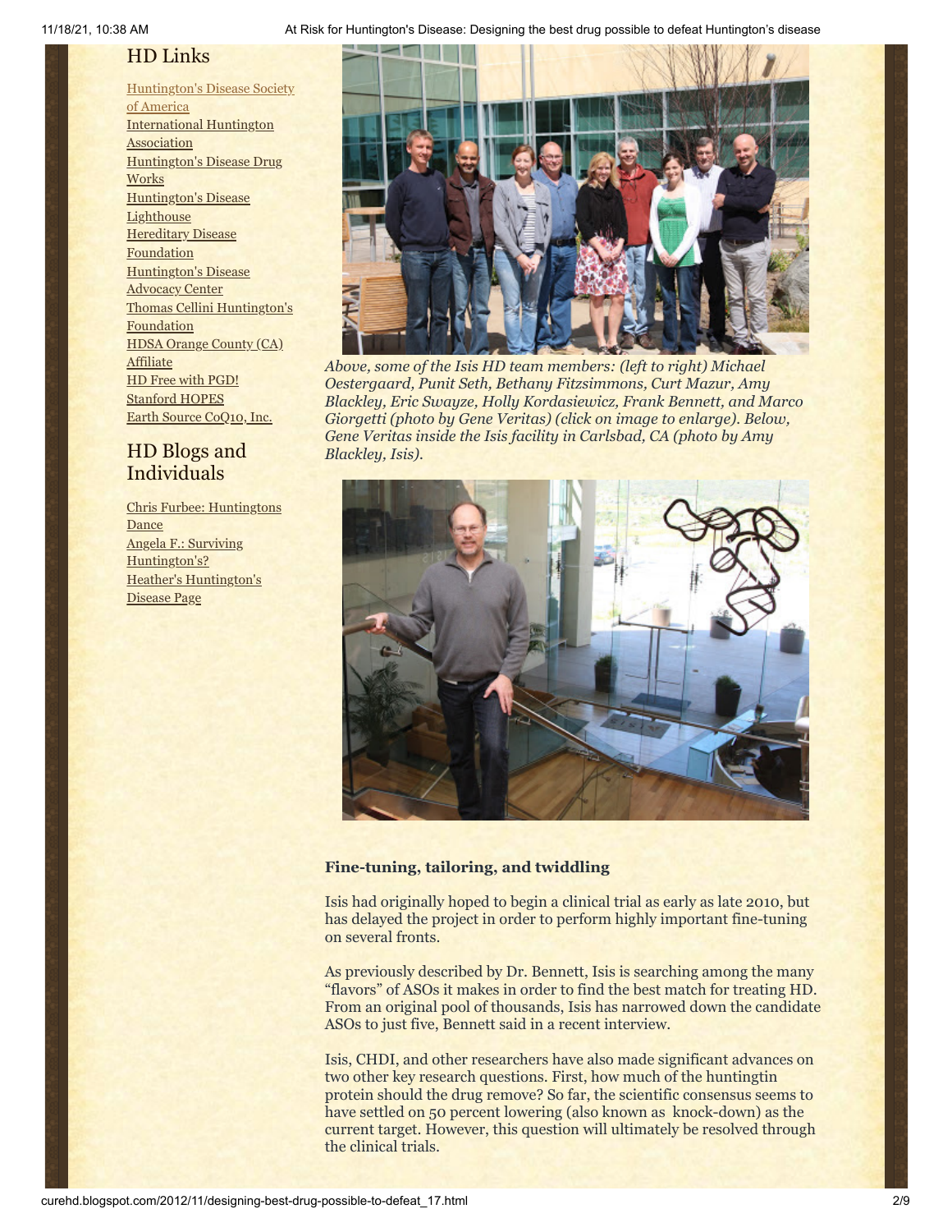## HD Links

[Huntington's Disease Society of America]
International Huntington Association
Huntington's Disease Drug Works
Huntington's Disease Lighthouse
Hereditary Disease Foundation
Huntington's Disease Advocacy Center
Thomas Cellini Huntington's Foundation
HDSA Orange County (CA) Affiliate
HD Free with PGD!
Stanford HOPES
Earth Source CoQ10, Inc.

## HD Blogs and Individuals

Chris Furbee: Huntingtons Dance
Angela F.: Surviving Huntington's?
Heather's Huntington's Disease Page

*Above, some of the Isis HD team members: (left to right) Michael Oestergaard, Punit Seth, Bethany Fitzsimmons, Curt Mazur, Amy Blackley, Eric Swayze, Holly Kordasiewicz, Frank Bennett, and Marco Giorgetti (photo by Gene Veritas) (click on image to enlarge). Below, Gene Veritas inside the Isis facility in Carlsbad, CA (photo by Amy Blackley, Isis).*

**Fine-tuning, tailoring, and twiddling**

Isis had originally hoped to begin a clinical trial as early as late 2010, but has delayed the project in order to perform highly important fine-tuning on several fronts.

As previously described by Dr. Bennett, Isis is searching among the many "flavors" of ASOs it makes in order to find the best match for treating HD. From an original pool of thousands, Isis has narrowed down the candidate ASOs to just five, Bennett said in a recent interview.

Isis, CHDI, and other researchers have also made significant advances on two other key research questions. First, how much of the huntingtin protein should the drug remove? So far, the scientific consensus seems to have settled on 50 percent lowering (also known as knock-down) as the current target. However, this question will ultimately be resolved through the clinical trials.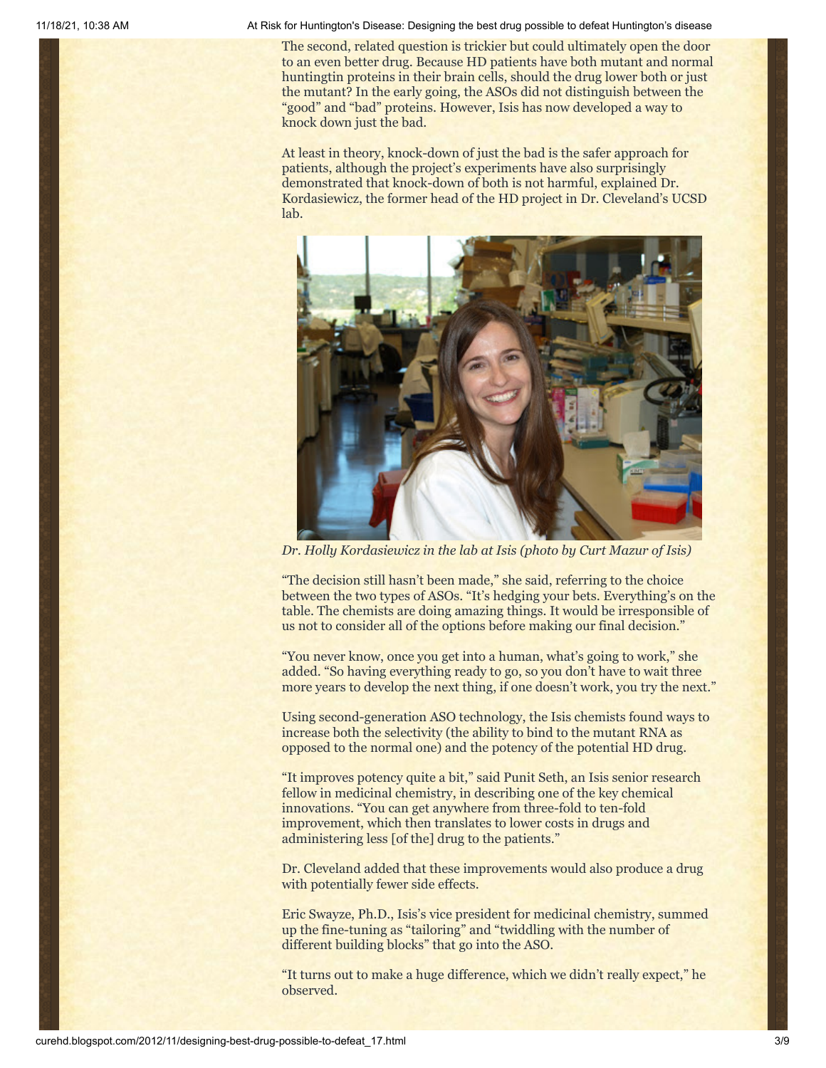The second, related question is trickier but could ultimately open the door to an even better drug. Because HD patients have both mutant and normal huntingtin proteins in their brain cells, should the drug lower both or just the mutant? In the early going, the ASOs did not distinguish between the "good" and "bad" proteins. However, Isis has now developed a way to knock down just the bad.

At least in theory, knock-down of just the bad is the safer approach for patients, although the project's experiments have also surprisingly demonstrated that knock-down of both is not harmful, explained Dr. Kordasiewicz, the former head of the HD project in Dr. Cleveland's UCSD lab.

*Dr. Holly Kordasiewicz in the lab at Isis (photo by Curt Mazur of Isis)*

"The decision still hasn't been made," she said, referring to the choice between the two types of ASOs. "It's hedging your bets. Everything's on the table. The chemists are doing amazing things. It would be irresponsible of us not to consider all of the options before making our final decision."

"You never know, once you get into a human, what's going to work," she added. "So having everything ready to go, so you don't have to wait three more years to develop the next thing, if one doesn't work, you try the next."

Using second-generation ASO technology, the Isis chemists found ways to increase both the selectivity (the ability to bind to the mutant RNA as opposed to the normal one) and the potency of the potential HD drug.

"It improves potency quite a bit," said Punit Seth, an Isis senior research fellow in medicinal chemistry, in describing one of the key chemical innovations. "You can get anywhere from three-fold to ten-fold improvement, which then translates to lower costs in drugs and administering less [of the] drug to the patients."

Dr. Cleveland added that these improvements would also produce a drug with potentially fewer side effects.

Eric Swayze, Ph.D., Isis's vice president for medicinal chemistry, summed up the fine-tuning as "tailoring" and "twiddling with the number of different building blocks" that go into the ASO.

"It turns out to make a huge difference, which we didn't really expect," he observed.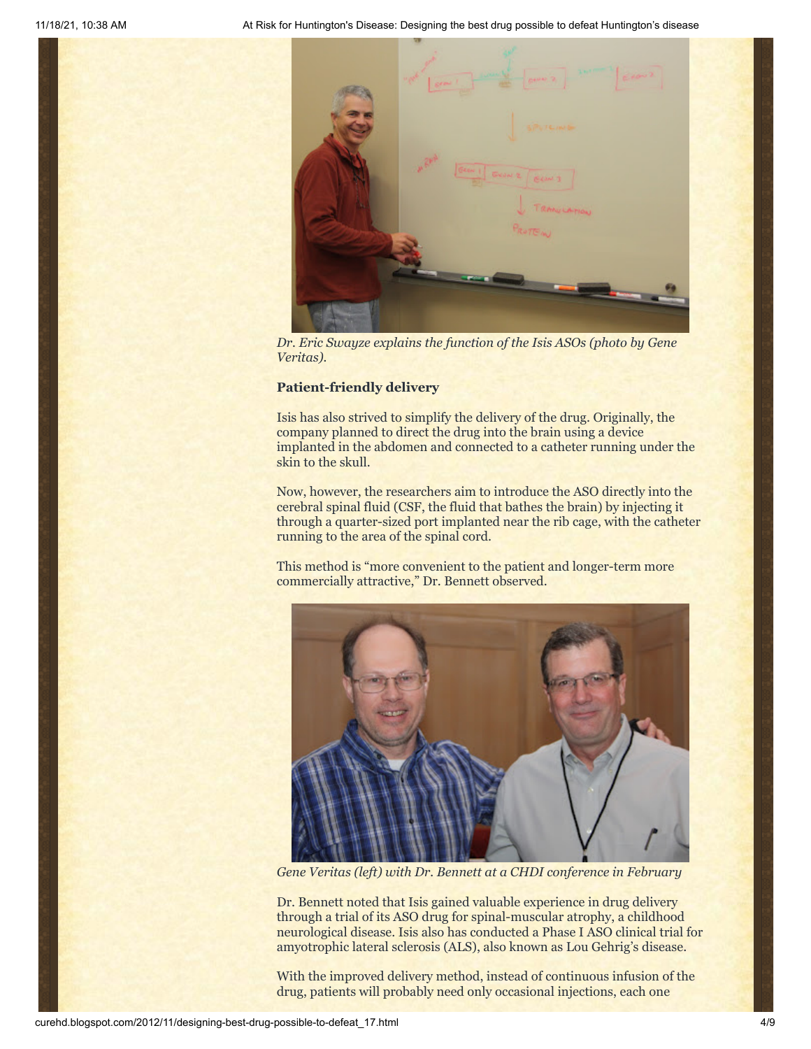*Dr. Eric Swayze explains the function of the Isis ASOs (photo by Gene Veritas).*

**Patient-friendly delivery**

Isis has also strived to simplify the delivery of the drug. Originally, the company planned to direct the drug into the brain using a device implanted in the abdomen and connected to a catheter running under the skin to the skull.

Now, however, the researchers aim to introduce the ASO directly into the cerebral spinal fluid (CSF, the fluid that bathes the brain) by injecting it through a quarter-sized port implanted near the rib cage, with the catheter running to the area of the spinal cord.

This method is "more convenient to the patient and longer-term more commercially attractive," Dr. Bennett observed.

*Gene Veritas (left) with Dr. Bennett at a CHDI conference in February*

Dr. Bennett noted that Isis gained valuable experience in drug delivery through a trial of its ASO drug for spinal-muscular atrophy, a childhood neurological disease. Isis also has conducted a Phase I ASO clinical trial for amyotrophic lateral sclerosis (ALS), also known as Lou Gehrig's disease.

With the improved delivery method, instead of continuous infusion of the drug, patients will probably need only occasional injections, each one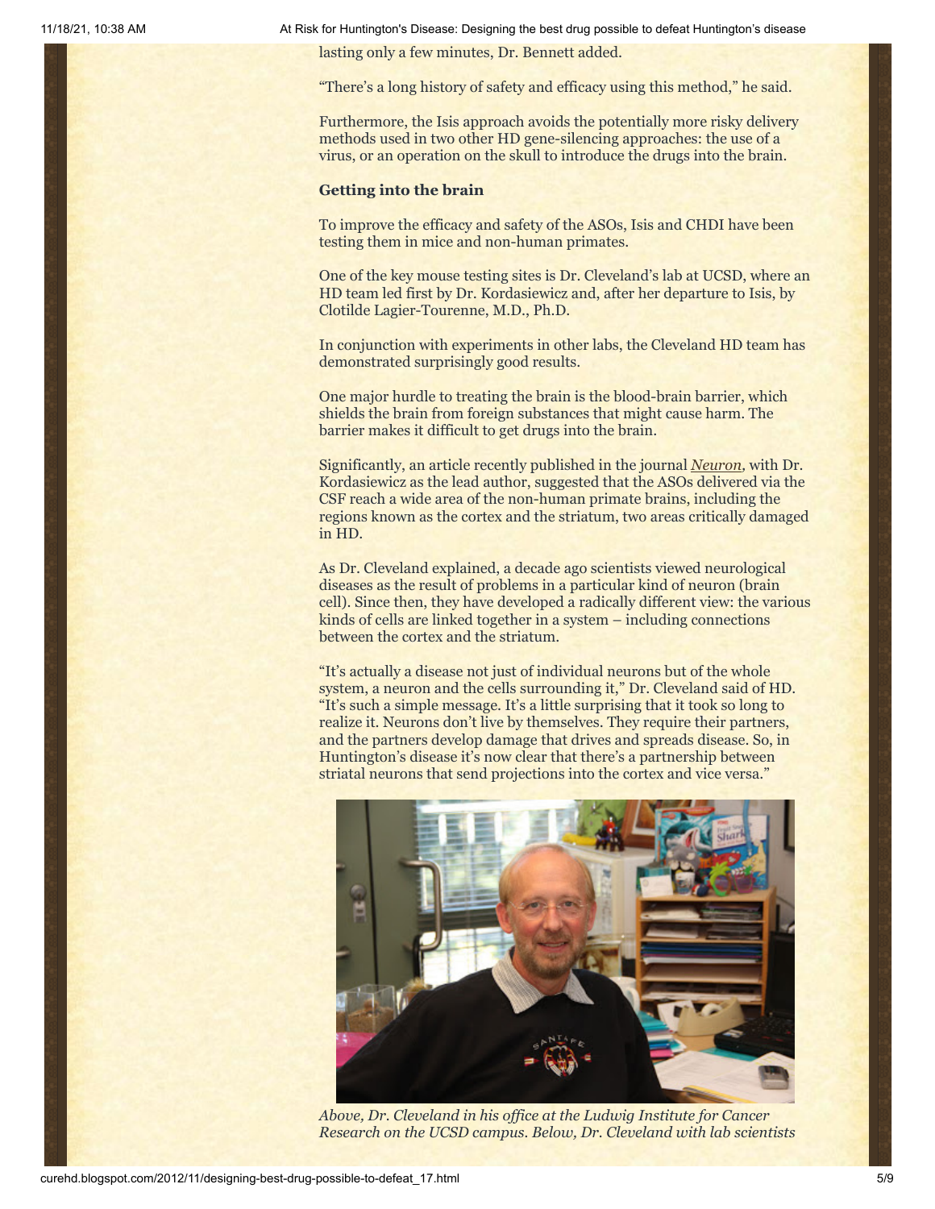lasting only a few minutes, Dr. Bennett added.

"There's a long history of safety and efficacy using this method," he said.

Furthermore, the Isis approach avoids the potentially more risky delivery methods used in two other HD gene-silencing approaches: the use of a virus, or an operation on the skull to introduce the drugs into the brain.

**Getting into the brain**

To improve the efficacy and safety of the ASOs, Isis and CHDI have been testing them in mice and non-human primates.

One of the key mouse testing sites is Dr. Cleveland's lab at UCSD, where an HD team led first by Dr. Kordasiewicz and, after her departure to Isis, by Clotilde Lagier-Tourenne, M.D., Ph.D.

In conjunction with experiments in other labs, the Cleveland HD team has demonstrated surprisingly good results.

One major hurdle to treating the brain is the blood-brain barrier, which shields the brain from foreign substances that might cause harm. The barrier makes it difficult to get drugs into the brain.

Significantly, an article recently published in the journal *Neuron*, with Dr. Kordasiewicz as the lead author, suggested that the ASOs delivered via the CSF reach a wide area of the non-human primate brains, including the regions known as the cortex and the striatum, two areas critically damaged in HD.

As Dr. Cleveland explained, a decade ago scientists viewed neurological diseases as the result of problems in a particular kind of neuron (brain cell). Since then, they have developed a radically different view: the various kinds of cells are linked together in a system – including connections between the cortex and the striatum.

"It's actually a disease not just of individual neurons but of the whole system, a neuron and the cells surrounding it," Dr. Cleveland said of HD. "It's such a simple message. It's a little surprising that it took so long to realize it. Neurons don't live by themselves. They require their partners, and the partners develop damage that drives and spreads disease. So, in Huntington's disease it's now clear that there's a partnership between striatal neurons that send projections into the cortex and vice versa."

*Above, Dr. Cleveland in his office at the Ludwig Institute for Cancer Research on the UCSD campus. Below, Dr. Cleveland with lab scientists*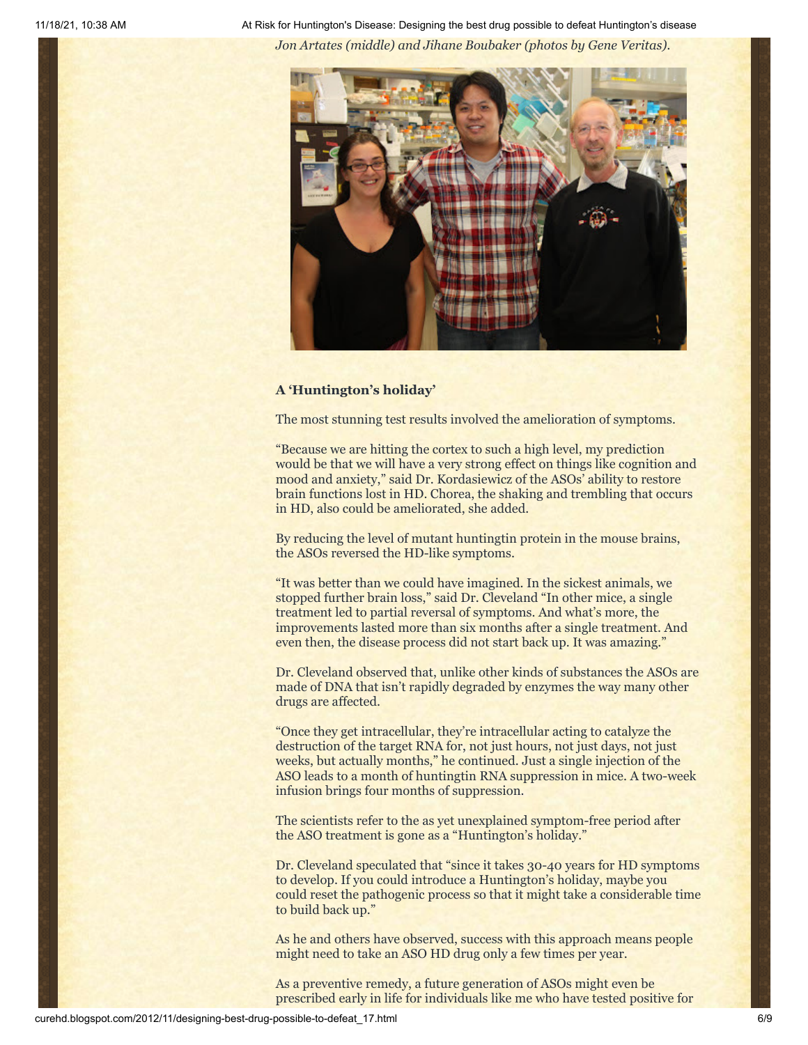*Jon Artates (middle) and Jihane Boubaker (photos by Gene Veritas).*

### A 'Huntington's holiday'

The most stunning test results involved the amelioration of symptoms.

"Because we are hitting the cortex to such a high level, my prediction would be that we will have a very strong effect on things like cognition and mood and anxiety," said Dr. Kordasiewicz of the ASOs' ability to restore brain functions lost in HD. Chorea, the shaking and trembling that occurs in HD, also could be ameliorated, she added.

By reducing the level of mutant huntingtin protein in the mouse brains, the ASOs reversed the HD-like symptoms.

"It was better than we could have imagined. In the sickest animals, we stopped further brain loss," said Dr. Cleveland "In other mice, a single treatment led to partial reversal of symptoms. And what's more, the improvements lasted more than six months after a single treatment. And even then, the disease process did not start back up. It was amazing."

Dr. Cleveland observed that, unlike other kinds of substances the ASOs are made of DNA that isn't rapidly degraded by enzymes the way many other drugs are affected.

"Once they get intracellular, they're intracellular acting to catalyze the destruction of the target RNA for, not just hours, not just days, not just weeks, but actually months," he continued. Just a single injection of the ASO leads to a month of huntingtin RNA suppression in mice. A two-week infusion brings four months of suppression.

The scientists refer to the as yet unexplained symptom-free period after the ASO treatment is gone as a "Huntington's holiday."

Dr. Cleveland speculated that "since it takes 30-40 years for HD symptoms to develop. If you could introduce a Huntington's holiday, maybe you could reset the pathogenic process so that it might take a considerable time to build back up."

As he and others have observed, success with this approach means people might need to take an ASO HD drug only a few times per year.

As a preventive remedy, a future generation of ASOs might even be prescribed early in life for individuals like me who have tested positive for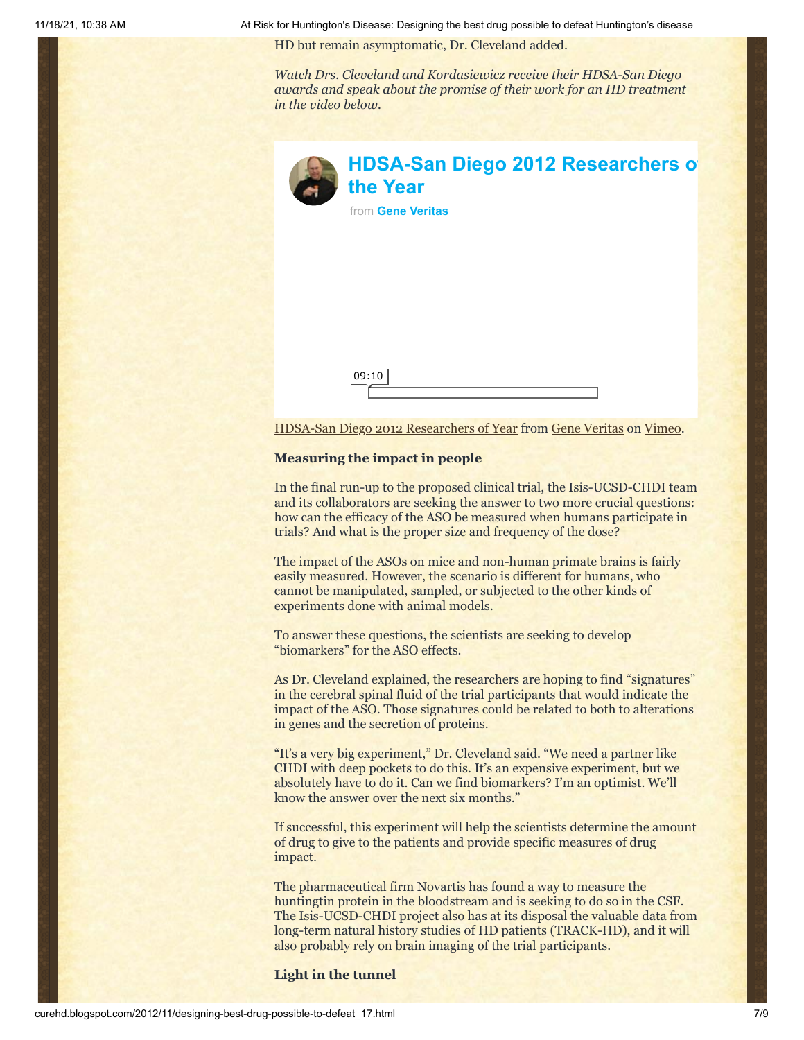HD but remain asymptomatic, Dr. Cleveland added.

*Watch Drs. Cleveland and Kordasiewicz receive their HDSA-San Diego awards and speak about the promise of their work for an HD treatment in the video below.*

**HDSA-San Diego 2012 Researchers of the Year**
from **Gene Veritas**

09:10

HDSA-San Diego 2012 Researchers of Year from Gene Veritas on Vimeo.

**Measuring the impact in people**

In the final run-up to the proposed clinical trial, the Isis-UCSD-CHDI team and its collaborators are seeking the answer to two more crucial questions: how can the efficacy of the ASO be measured when humans participate in trials? And what is the proper size and frequency of the dose?

The impact of the ASOs on mice and non-human primate brains is fairly easily measured. However, the scenario is different for humans, who cannot be manipulated, sampled, or subjected to the other kinds of experiments done with animal models.

To answer these questions, the scientists are seeking to develop "biomarkers" for the ASO effects.

As Dr. Cleveland explained, the researchers are hoping to find "signatures" in the cerebral spinal fluid of the trial participants that would indicate the impact of the ASO. Those signatures could be related to both to alterations in genes and the secretion of proteins.

"It's a very big experiment," Dr. Cleveland said. "We need a partner like CHDI with deep pockets to do this. It's an expensive experiment, but we absolutely have to do it. Can we find biomarkers? I'm an optimist. We'll know the answer over the next six months."

If successful, this experiment will help the scientists determine the amount of drug to give to the patients and provide specific measures of drug impact.

The pharmaceutical firm Novartis has found a way to measure the huntingtin protein in the bloodstream and is seeking to do so in the CSF. The Isis-UCSD-CHDI project also has at its disposal the valuable data from long-term natural history studies of HD patients (TRACK-HD), and it will also probably rely on brain imaging of the trial participants.

**Light in the tunnel**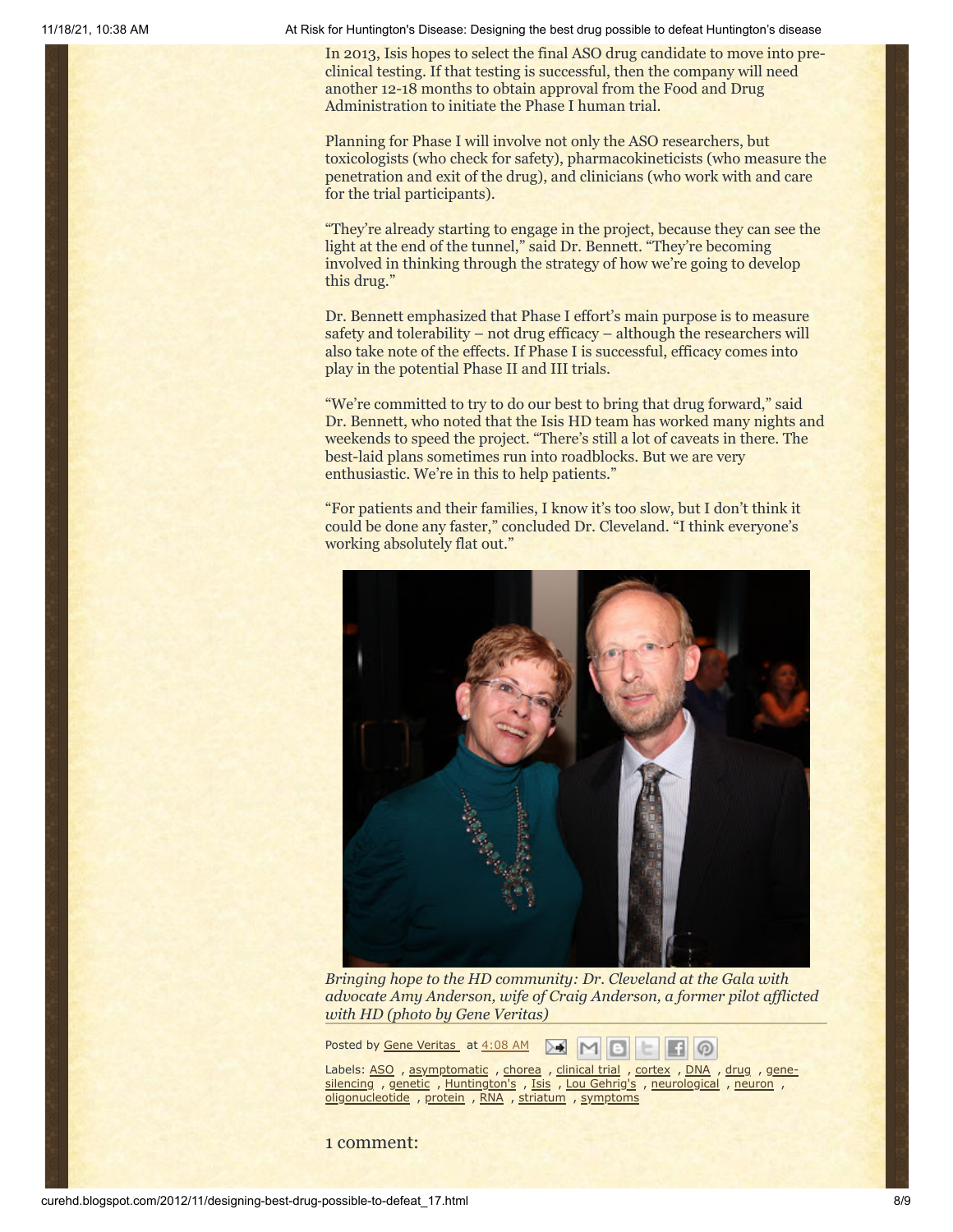In 2013, Isis hopes to select the final ASO drug candidate to move into pre-clinical testing. If that testing is successful, then the company will need another 12-18 months to obtain approval from the Food and Drug Administration to initiate the Phase I human trial.

Planning for Phase I will involve not only the ASO researchers, but toxicologists (who check for safety), pharmacokineticists (who measure the penetration and exit of the drug), and clinicians (who work with and care for the trial participants).

"They're already starting to engage in the project, because they can see the light at the end of the tunnel," said Dr. Bennett. "They're becoming involved in thinking through the strategy of how we're going to develop this drug."

Dr. Bennett emphasized that Phase I effort's main purpose is to measure safety and tolerability – not drug efficacy – although the researchers will also take note of the effects. If Phase I is successful, efficacy comes into play in the potential Phase II and III trials.

"We're committed to try to do our best to bring that drug forward," said Dr. Bennett, who noted that the Isis HD team has worked many nights and weekends to speed the project. "There's still a lot of caveats in there. The best-laid plans sometimes run into roadblocks. But we are very enthusiastic. We're in this to help patients."

"For patients and their families, I know it's too slow, but I don't think it could be done any faster," concluded Dr. Cleveland. "I think everyone's working absolutely flat out."

*Bringing hope to the HD community: Dr. Cleveland at the Gala with advocate Amy Anderson, wife of Craig Anderson, a former pilot afflicted with HD (photo by Gene Veritas)*

Posted by Gene Veritas at 4:08 AM

Labels: ASO , asymptomatic , chorea , clinical trial , cortex , DNA , drug , gene-silencing , genetic , Huntington's , Isis , Lou Gehrig's , neurological , neuron , oligonucleotide , protein , RNA , striatum , symptoms

1 comment: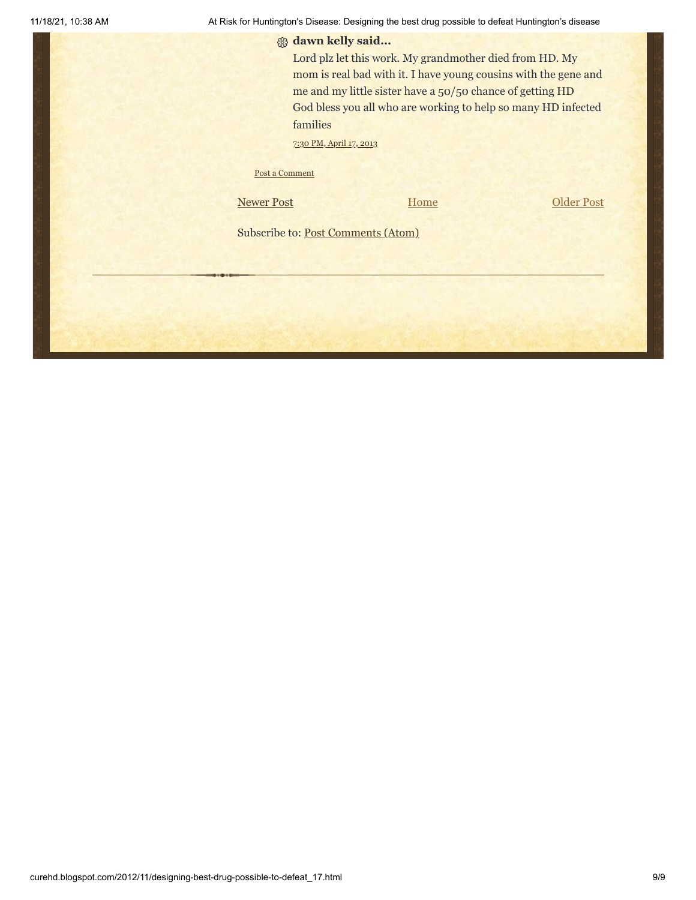**dawn kelly said...**

Lord plz let this work. My grandmother died from HD. My mom is real bad with it. I have young cousins with the gene and me and my little sister have a 50/50 chance of getting HD
God bless you all who are working to help so many HD infected families

7:30 PM, April 17, 2013

Post a Comment

Newer Post Home Older Post

Subscribe to: Post Comments (Atom)